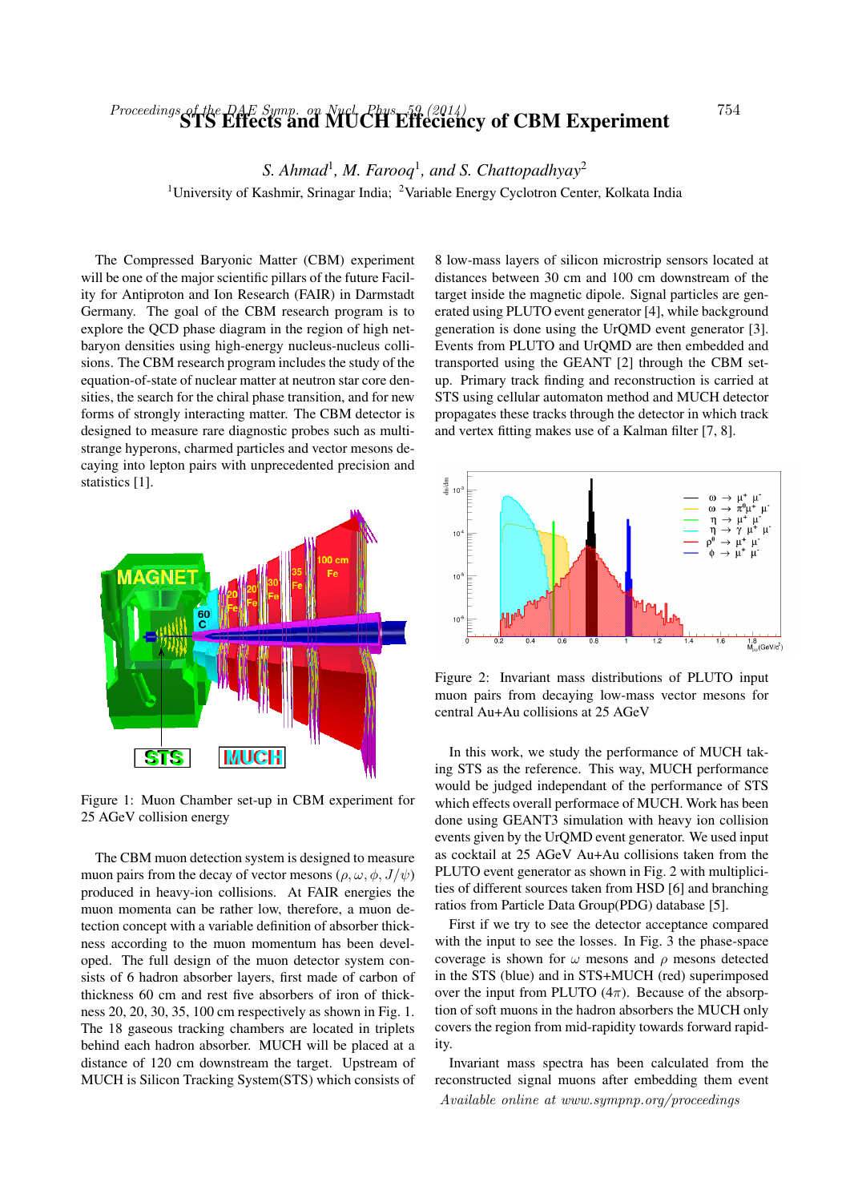# STS Effects and MUCH Effeciency of CBM Experiment

*S. Ahmad*[1], *M. Farooq*[1], *and S. Chattopadhyay*[2]

[1]University of Kashmir, Srinagar India; [2]Variable Energy Cyclotron Center, Kolkata India

The Compressed Baryonic Matter (CBM) experiment will be one of the major scientific pillars of the future Facility for Antiproton and Ion Research (FAIR) in Darmstadt Germany. The goal of the CBM research program is to explore the QCD phase diagram in the region of high net-baryon densities using high-energy nucleus-nucleus collisions. The CBM research program includes the study of the equation-of-state of nuclear matter at neutron star core densities, the search for the chiral phase transition, and for new forms of strongly interacting matter. The CBM detector is designed to measure rare diagnostic probes such as multi-strange hyperons, charmed particles and vector mesons decaying into lepton pairs with unprecedented precision and statistics [1].

Figure 1: Muon Chamber set-up in CBM experiment for 25 AGeV collision energy

The CBM muon detection system is designed to measure muon pairs from the decay of vector mesons ($\rho, \omega, \phi, J/\psi$) produced in heavy-ion collisions. At FAIR energies the muon momenta can be rather low, therefore, a muon detection concept with a variable definition of absorber thickness according to the muon momentum has been developed. The full design of the muon detector system consists of 6 hadron absorber layers, first made of carbon of thickness 60 cm and rest five absorbers of iron of thickness 20, 20, 30, 35, 100 cm respectively as shown in Fig. 1. The 18 gaseous tracking chambers are located in triplets behind each hadron absorber. MUCH will be placed at a distance of 120 cm downstream the target. Upstream of MUCH is Silicon Tracking System(STS) which consists of 8 low-mass layers of silicon microstrip sensors located at distances between 30 cm and 100 cm downstream of the target inside the magnetic dipole. Signal particles are generated using PLUTO event generator [4], while background generation is done using the UrQMD event generator [3]. Events from PLUTO and UrQMD are then embedded and transported using the GEANT [2] through the CBM setup. Primary track finding and reconstruction is carried at STS using cellular automaton method and MUCH detector propagates these tracks through the detector in which track and vertex fitting makes use of a Kalman filter [7, 8].

Figure 2: Invariant mass distributions of PLUTO input muon pairs from decaying low-mass vector mesons for central Au+Au collisions at 25 AGeV

In this work, we study the performance of MUCH taking STS as the reference. This way, MUCH performance would be judged independant of the performance of STS which effects overall performace of MUCH. Work has been done using GEANT3 simulation with heavy ion collision events given by the UrQMD event generator. We used input as cocktail at 25 AGeV Au+Au collisions taken from the PLUTO event generator as shown in Fig. 2 with multiplicities of different sources taken from HSD [6] and branching ratios from Particle Data Group(PDG) database [5].

First if we try to see the detector acceptance compared with the input to see the losses. In Fig. 3 the phase-space coverage is shown for $\omega$ mesons and $\rho$ mesons detected in the STS (blue) and in STS+MUCH (red) superimposed over the input from PLUTO ($4\pi$). Because of the absorption of soft muons in the hadron absorbers the MUCH only covers the region from mid-rapidity towards forward rapidity.

Invariant mass spectra has been calculated from the reconstructed signal muons after embedding them event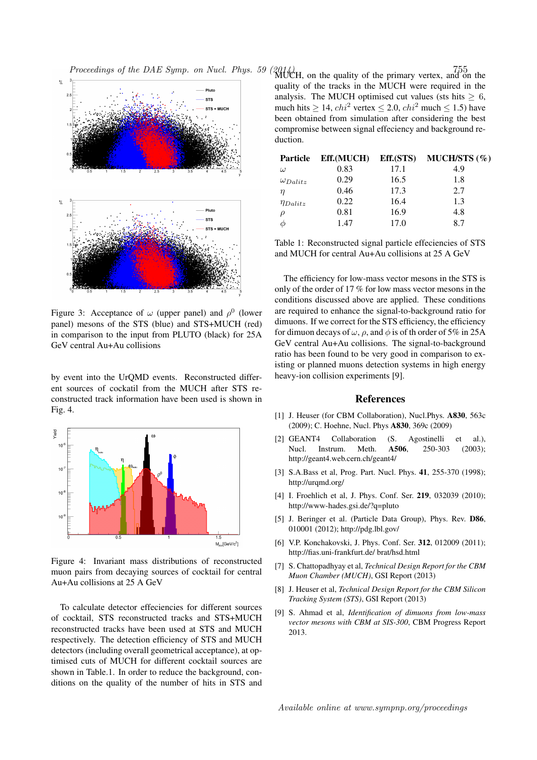Pluto

STS

STS + MUCH

pT

y

Pluto

STS

STS + MUCH

pT

y

Figure 3: Acceptance of $\omega$ (upper panel) and $\rho^0$ (lower panel) mesons of the STS (blue) and STS+MUCH (red) in comparison to the input from PLUTO (black) for 25A GeV central Au+Au collisions

by event into the UrQMD events. Reconstructed different sources of cockatil from the MUCH after STS reconstructed track information have been used is shown in Fig. 4.

Yield

$\eta_{Dalitz}$

$\eta$

$\omega_{Dalitz}$

$\omega$

$\rho^0$

$\phi$

$M_{\mu\mu}$[GeV/c$^2$]

Figure 4: Invariant mass distributions of reconstructed muon pairs from decaying sources of cocktail for central Au+Au collisions at 25 A GeV

To calculate detector effeciencies for different sources of cockatil, STS reconstructed tracks and STS+MUCH reconstructed tracks have been used at STS and MUCH respectively. The detection efficiency of STS and MUCH detectors (including overall geometrical acceptance), at optimised cuts of MUCH for different cocktail sources are shown in Table.1. In order to reduce the background, conditions on the quality of the number of hits in STS and MUCH, on the quality of the primary vertex, and on the quality of the tracks in the MUCH were required in the analysis. The MUCH optimised cut values (sts hits $\geq$ 6, much hits $\geq$ 14, $chi^2$ vertex $\leq$ 2.0, $chi^2$ much $\leq$ 1.5) have been obtained from simulation after considering the best compromise between signal effeciency and background reduction.

| Particle | Eff.(MUCH) | Eff.(STS) | MUCH/STS (%) |
|---|---|---|---|
| $\omega$ | 0.83 | 17.1 | 4.9 |
| $\omega_{Dalitz}$ | 0.29 | 16.5 | 1.8 |
| $\eta$ | 0.46 | 17.3 | 2.7 |
| $\eta_{Dalitz}$ | 0.22 | 16.4 | 1.3 |
| $\rho$ | 0.81 | 16.9 | 4.8 |
| $\phi$ | 1.47 | 17.0 | 8.7 |

Table 1: Reconstructed signal particle effeciencies of STS and MUCH for central Au+Au collisions at 25 A GeV

The efficiency for low-mass vector mesons in the STS is only of the order of 17 % for low mass vector mesons in the conditions discussed above are applied. These conditions are required to enhance the signal-to-background ratio for dimuons. If we correct for the STS efficiency, the efficiency for dimuon decays of $\omega$, $\rho$, and $\phi$ is of th order of 5% in 25A GeV central Au+Au collisions. The signal-to-background ratio has been found to be very good in comparison to existing or planned muons detection systems in high energy heavy-ion collision experiments [9].

## References

[1] J. Heuser (for CBM Collaboration), Nucl.Phys. **A830**, 563c (2009); C. Hoehne, Nucl. Phys **A830**, 369c (2009)

[2] GEANT4 Collaboration (S. Agostinelli et al.), Nucl. Instrum. Meth. **A506**, 250-303 (2003); http://geant4.web.cern.ch/geant4/

[3] S.A.Bass et al, Prog. Part. Nucl. Phys. **41**, 255-370 (1998); http://urqmd.org/

[4] I. Froehlich et al, J. Phys. Conf. Ser. **219**, 032039 (2010); http://www-hades.gsi.de/?q=pluto

[5] J. Beringer et al. (Particle Data Group), Phys. Rev. **D86**, 010001 (2012); http://pdg.lbl.gov/

[6] V.P. Konchakovski, J. Phys. Conf. Ser. **312**, 012009 (2011); http://fias.uni-frankfurt.de/ brat/hsd.html

[7] S. Chattopadhyay et al, *Technical Design Report for the CBM Muon Chamber (MUCH)*, GSI Report (2013)

[8] J. Heuser et al, *Technical Design Report for the CBM Silicon Tracking System (STS)*, GSI Report (2013)

[9] S. Ahmad et al, *Identification of dimuons from low-mass vector mesons with CBM at SIS-300*, CBM Progress Report 2013.